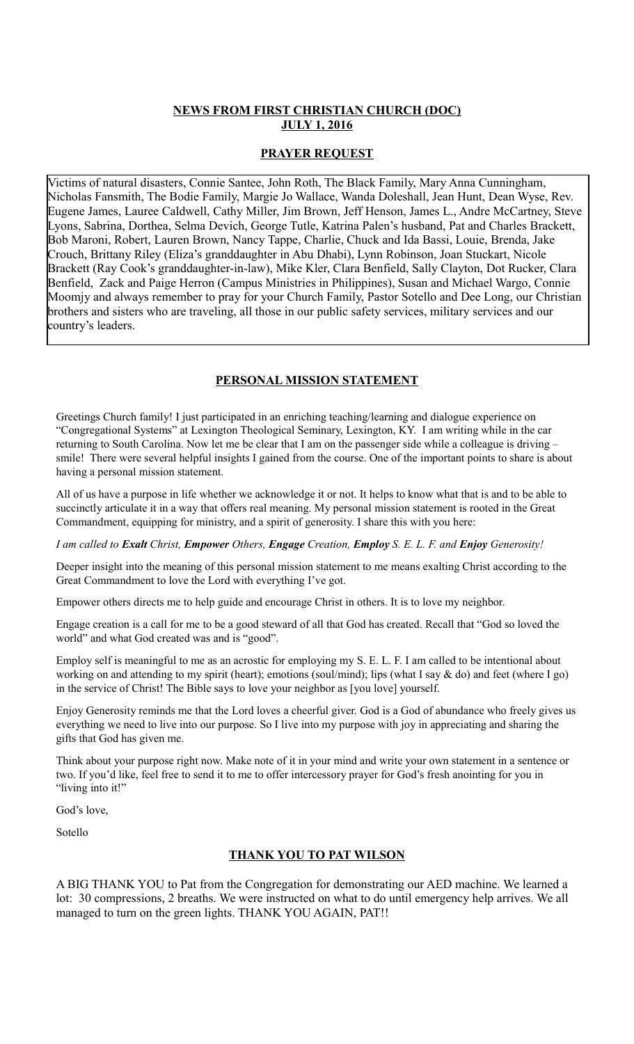## NEWS FROM FIRST CHRISTIAN CHURCH (DOC)
## JULY 1, 2016

### PRAYER REQUEST

Victims of natural disasters, Connie Santee, John Roth, The Black Family, Mary Anna Cunningham, Nicholas Fansmith, The Bodie Family, Margie Jo Wallace, Wanda Doleshall, Jean Hunt, Dean Wyse, Rev. Eugene James, Lauree Caldwell, Cathy Miller, Jim Brown, Jeff Henson, James L., Andre McCartney, Steve Lyons, Sabrina, Dorthea, Selma Devich, George Tutle, Katrina Palen's husband, Pat and Charles Brackett, Bob Maroni, Robert, Lauren Brown, Nancy Tappe, Charlie, Chuck and Ida Bassi, Louie, Brenda, Jake Crouch, Brittany Riley (Eliza's granddaughter in Abu Dhabi), Lynn Robinson, Joan Stuckart, Nicole Brackett (Ray Cook's granddaughter-in-law), Mike Kler, Clara Benfield, Sally Clayton, Dot Rucker, Clara Benfield, Zack and Paige Herron (Campus Ministries in Philippines), Susan and Michael Wargo, Connie Moomjy and always remember to pray for your Church Family, Pastor Sotello and Dee Long, our Christian brothers and sisters who are traveling, all those in our public safety services, military services and our country's leaders.

### PERSONAL MISSION STATEMENT

Greetings Church family! I just participated in an enriching teaching/learning and dialogue experience on "Congregational Systems" at Lexington Theological Seminary, Lexington, KY. I am writing while in the car returning to South Carolina. Now let me be clear that I am on the passenger side while a colleague is driving – smile! There were several helpful insights I gained from the course. One of the important points to share is about having a personal mission statement.

All of us have a purpose in life whether we acknowledge it or not. It helps to know what that is and to be able to succinctly articulate it in a way that offers real meaning. My personal mission statement is rooted in the Great Commandment, equipping for ministry, and a spirit of generosity. I share this with you here:

*I am called to **Exalt** Christ, **Empower** Others, **Engage** Creation, **Employ** S. E. L. F. and **Enjoy** Generosity!*

Deeper insight into the meaning of this personal mission statement to me means exalting Christ according to the Great Commandment to love the Lord with everything I've got.

Empower others directs me to help guide and encourage Christ in others. It is to love my neighbor.

Engage creation is a call for me to be a good steward of all that God has created. Recall that "God so loved the world" and what God created was and is "good".

Employ self is meaningful to me as an acrostic for employing my S. E. L. F. I am called to be intentional about working on and attending to my spirit (heart); emotions (soul/mind); lips (what I say & do) and feet (where I go) in the service of Christ! The Bible says to love your neighbor as [you love] yourself.

Enjoy Generosity reminds me that the Lord loves a cheerful giver. God is a God of abundance who freely gives us everything we need to live into our purpose. So I live into my purpose with joy in appreciating and sharing the gifts that God has given me.

Think about your purpose right now. Make note of it in your mind and write your own statement in a sentence or two. If you'd like, feel free to send it to me to offer intercessory prayer for God's fresh anointing for you in "living into it!"

God's love,

Sotello

### THANK YOU TO PAT WILSON

A BIG THANK YOU to Pat from the Congregation for demonstrating our AED machine. We learned a lot: 30 compressions, 2 breaths. We were instructed on what to do until emergency help arrives. We all managed to turn on the green lights. THANK YOU AGAIN, PAT!!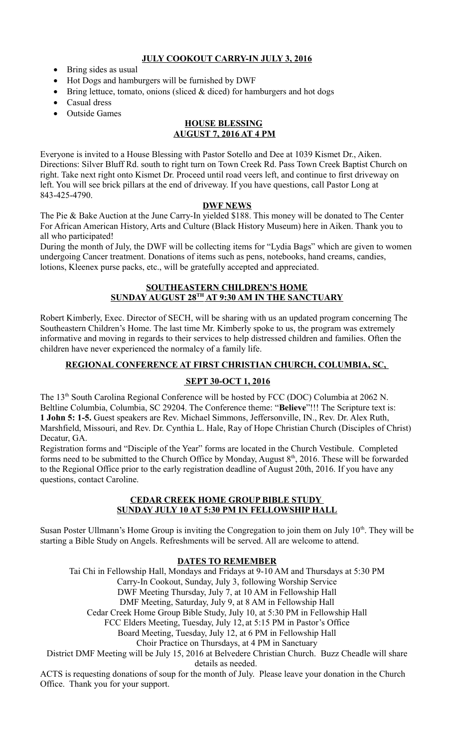## JULY COOKOUT CARRY-IN JULY 3, 2016

- Bring sides as usual
- Hot Dogs and hamburgers will be furnished by DWF
- Bring lettuce, tomato, onions (sliced & diced) for hamburgers and hot dogs
- Casual dress
- Outside Games

## HOUSE BLESSING
## AUGUST 7, 2016 AT 4 PM

Everyone is invited to a House Blessing with Pastor Sotello and Dee at 1039 Kismet Dr., Aiken. Directions: Silver Bluff Rd. south to right turn on Town Creek Rd. Pass Town Creek Baptist Church on right. Take next right onto Kismet Dr. Proceed until road veers left, and continue to first driveway on left. You will see brick pillars at the end of driveway. If you have questions, call Pastor Long at 843-425-4790.

## DWF NEWS

The Pie & Bake Auction at the June Carry-In yielded $188. This money will be donated to The Center For African American History, Arts and Culture (Black History Museum) here in Aiken. Thank you to all who participated!

During the month of July, the DWF will be collecting items for "Lydia Bags" which are given to women undergoing Cancer treatment. Donations of items such as pens, notebooks, hand creams, candies, lotions, Kleenex purse packs, etc., will be gratefully accepted and appreciated.

## SOUTHEASTERN CHILDREN'S HOME
## SUNDAY AUGUST 28TH AT 9:30 AM IN THE SANCTUARY

Robert Kimberly, Exec. Director of SECH, will be sharing with us an updated program concerning The Southeastern Children's Home. The last time Mr. Kimberly spoke to us, the program was extremely informative and moving in regards to their services to help distressed children and families. Often the children have never experienced the normalcy of a family life.

## REGIONAL CONFERENCE AT FIRST CHRISTIAN CHURCH, COLUMBIA, SC,
## SEPT 30-OCT 1, 2016

The 13th South Carolina Regional Conference will be hosted by FCC (DOC) Columbia at 2062 N. Beltline Columbia, Columbia, SC 29204. The Conference theme: "**Believe**"!!! The Scripture text is: **1 John 5: 1-5.** Guest speakers are Rev. Michael Simmons, Jeffersonville, IN., Rev. Dr. Alex Ruth, Marshfield, Missouri, and Rev. Dr. Cynthia L. Hale, Ray of Hope Christian Church (Disciples of Christ) Decatur, GA.

Registration forms and "Disciple of the Year" forms are located in the Church Vestibule. Completed forms need to be submitted to the Church Office by Monday, August 8th, 2016. These will be forwarded to the Regional Office prior to the early registration deadline of August 20th, 2016. If you have any questions, contact Caroline.

## CEDAR CREEK HOME GROUP BIBLE STUDY
## SUNDAY JULY 10 AT 5:30 PM IN FELLOWSHIP HALL

Susan Poster Ullmann's Home Group is inviting the Congregation to join them on July 10th. They will be starting a Bible Study on Angels. Refreshments will be served. All are welcome to attend.

## DATES TO REMEMBER

Tai Chi in Fellowship Hall, Mondays and Fridays at 9-10 AM and Thursdays at 5:30 PM
Carry-In Cookout, Sunday, July 3, following Worship Service
DWF Meeting Thursday, July 7, at 10 AM in Fellowship Hall
DMF Meeting, Saturday, July 9, at 8 AM in Fellowship Hall
Cedar Creek Home Group Bible Study, July 10, at 5:30 PM in Fellowship Hall
FCC Elders Meeting, Tuesday, July 12, at 5:15 PM in Pastor's Office
Board Meeting, Tuesday, July 12, at 6 PM in Fellowship Hall
Choir Practice on Thursdays, at 4 PM in Sanctuary
District DMF Meeting will be July 15, 2016 at Belvedere Christian Church. Buzz Cheadle will share details as needed.

ACTS is requesting donations of soup for the month of July. Please leave your donation in the Church Office. Thank you for your support.